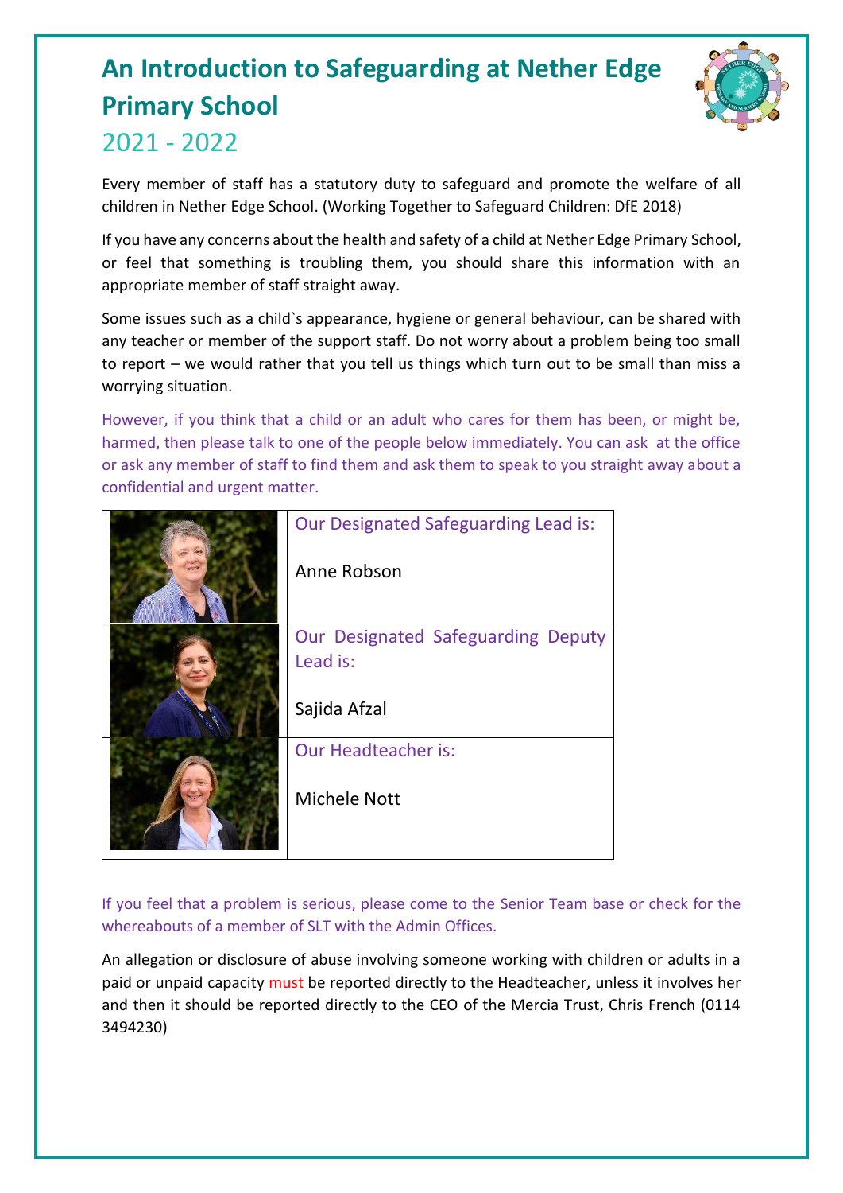# An Introduction to Safeguarding at Nether Edge Primary School

## 2021 - 2022

Every member of staff has a statutory duty to safeguard and promote the welfare of all children in Nether Edge School. (Working Together to Safeguard Children: DfE 2018)

If you have any concerns about the health and safety of a child at Nether Edge Primary School, or feel that something is troubling them, you should share this information with an appropriate member of staff straight away.

Some issues such as a child`s appearance, hygiene or general behaviour, can be shared with any teacher or member of the support staff. Do not worry about a problem being too small to report – we would rather that you tell us things which turn out to be small than miss a worrying situation.

However, if you think that a child or an adult who cares for them has been, or might be, harmed, then please talk to one of the people below immediately. You can ask at the office or ask any member of staff to find them and ask them to speak to you straight away about a confidential and urgent matter.

| | |
|---|---|
| | Our Designated Safeguarding Lead is:<br><br>Anne Robson |
| | Our Designated Safeguarding Deputy Lead is:<br><br>Sajida Afzal |
| | Our Headteacher is:<br><br>Michele Nott |

If you feel that a problem is serious, please come to the Senior Team base or check for the whereabouts of a member of SLT with the Admin Offices.

An allegation or disclosure of abuse involving someone working with children or adults in a paid or unpaid capacity **must** be reported directly to the Headteacher, unless it involves her and then it should be reported directly to the CEO of the Mercia Trust, Chris French (0114 3494230)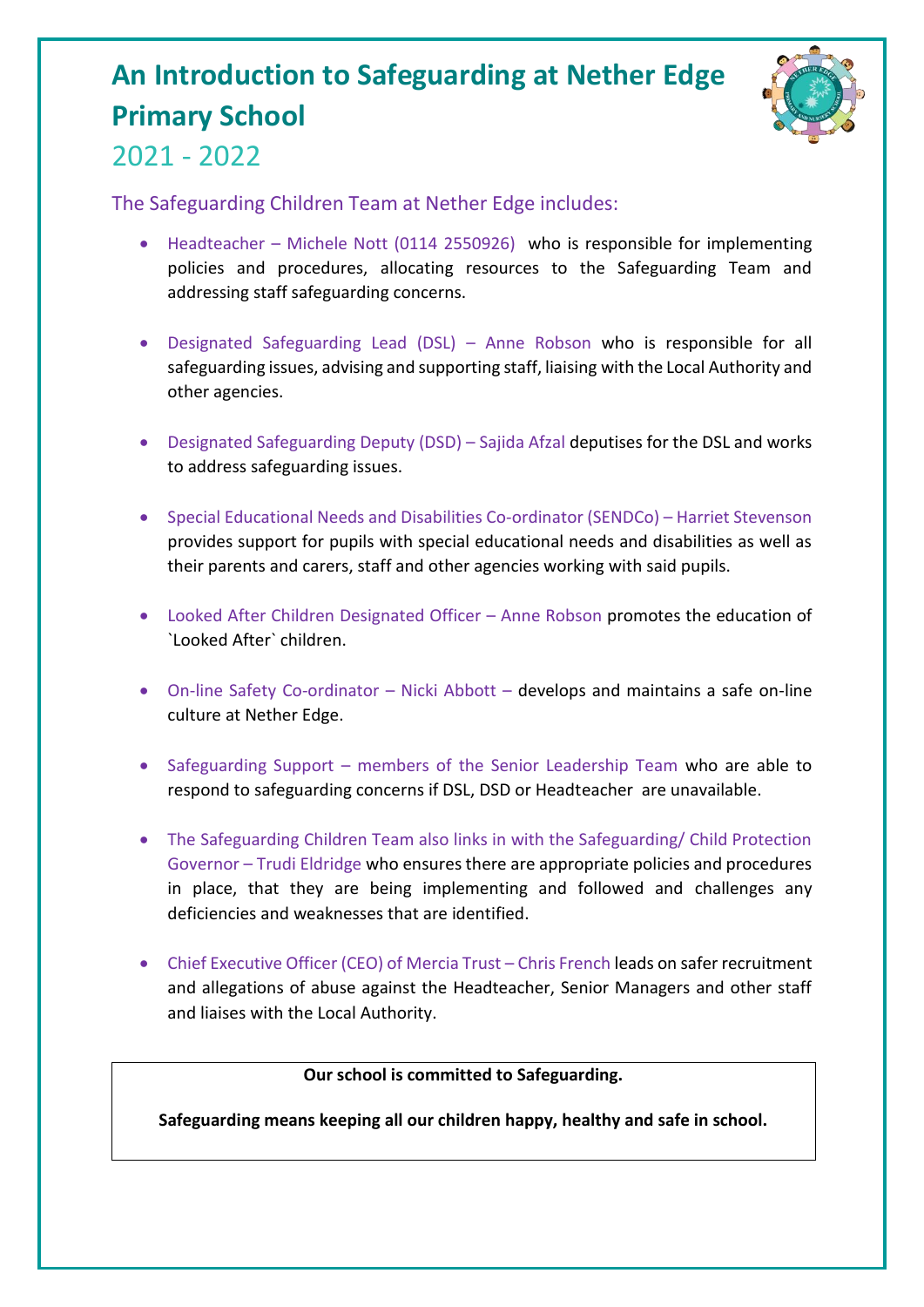# An Introduction to Safeguarding at Nether Edge Primary School

## 2021 - 2022

### The Safeguarding Children Team at Nether Edge includes:

- Headteacher – Michele Nott (0114 2550926) who is responsible for implementing policies and procedures, allocating resources to the Safeguarding Team and addressing staff safeguarding concerns.

- Designated Safeguarding Lead (DSL) – Anne Robson who is responsible for all safeguarding issues, advising and supporting staff, liaising with the Local Authority and other agencies.

- Designated Safeguarding Deputy (DSD) – Sajida Afzal deputises for the DSL and works to address safeguarding issues.

- Special Educational Needs and Disabilities Co-ordinator (SENDCo) – Harriet Stevenson provides support for pupils with special educational needs and disabilities as well as their parents and carers, staff and other agencies working with said pupils.

- Looked After Children Designated Officer – Anne Robson promotes the education of `Looked After` children.

- On-line Safety Co-ordinator – Nicki Abbott – develops and maintains a safe on-line culture at Nether Edge.

- Safeguarding Support – members of the Senior Leadership Team who are able to respond to safeguarding concerns if DSL, DSD or Headteacher are unavailable.

- The Safeguarding Children Team also links in with the Safeguarding/ Child Protection Governor – Trudi Eldridge who ensures there are appropriate policies and procedures in place, that they are being implementing and followed and challenges any deficiencies and weaknesses that are identified.

- Chief Executive Officer (CEO) of Mercia Trust – Chris French leads on safer recruitment and allegations of abuse against the Headteacher, Senior Managers and other staff and liaises with the Local Authority.

**Our school is committed to Safeguarding.**

**Safeguarding means keeping all our children happy, healthy and safe in school.**